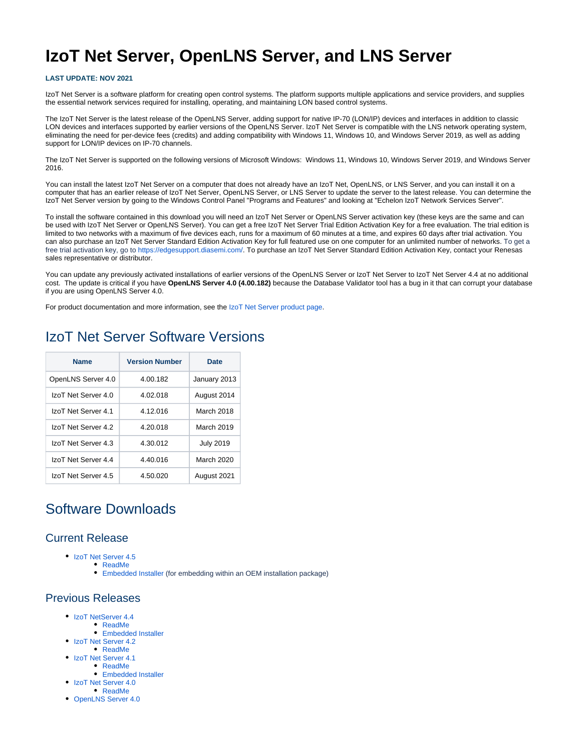# IzoT Net Server, OpenLNS Server, and LNS Server

**LAST UPDATE: NOV 2021**

IzoT Net Server is a software platform for creating open control systems. The platform supports multiple applications and service providers, and supplies the essential network services required for installing, operating, and maintaining LON based control systems.

The IzoT Net Server is the latest release of the OpenLNS Server, adding support for native IP-70 (LON/IP) devices and interfaces in addition to classic LON devices and interfaces supported by earlier versions of the OpenLNS Server. IzoT Net Server is compatible with the LNS network operating system, eliminating the need for per-device fees (credits) and adding compatibility with Windows 11, Windows 10, and Windows Server 2019, as well as adding support for LON/IP devices on IP-70 channels.

The IzoT Net Server is supported on the following versions of Microsoft Windows: Windows 11, Windows 10, Windows Server 2019, and Windows Server 2016.

You can install the latest IzoT Net Server on a computer that does not already have an IzoT Net, OpenLNS, or LNS Server, and you can install it on a computer that has an earlier release of IzoT Net Server, OpenLNS Server, or LNS Server to update the server to the latest release. You can determine the IzoT Net Server version by going to the Windows Control Panel "Programs and Features" and looking at "Echelon IzoT Network Services Server".

To install the software contained in this download you will need an IzoT Net Server or OpenLNS Server activation key (these keys are the same and can be used with IzoT Net Server or OpenLNS Server). You can get a free IzoT Net Server Trial Edition Activation Key for a free evaluation. The trial edition is limited to two networks with a maximum of five devices each, runs for a maximum of 60 minutes at a time, and expires 60 days after trial activation. You can also purchase an IzoT Net Server Standard Edition Activation Key for full featured use on one computer for an unlimited number of networks. To get a free trial activation key, go to https://edgesupport.diasemi.com/. To purchase an IzoT Net Server Standard Edition Activation Key, contact your Renesas sales representative or distributor.

You can update any previously activated installations of earlier versions of the OpenLNS Server or IzoT Net Server to IzoT Net Server 4.4 at no additional cost. The update is critical if you have **OpenLNS Server 4.0 (4.00.182)** because the Database Validator tool has a bug in it that can corrupt your database if you are using OpenLNS Server 4.0.

For product documentation and more information, see the IzoT Net Server product page.

## IzoT Net Server Software Versions

| Name | Version Number | Date |
|---|---|---|
| OpenLNS Server 4.0 | 4.00.182 | January 2013 |
| IzoT Net Server 4.0 | 4.02.018 | August 2014 |
| IzoT Net Server 4.1 | 4.12.016 | March 2018 |
| IzoT Net Server 4.2 | 4.20.018 | March 2019 |
| IzoT Net Server 4.3 | 4.30.012 | July 2019 |
| IzoT Net Server 4.4 | 4.40.016 | March 2020 |
| IzoT Net Server 4.5 | 4.50.020 | August 2021 |

## Software Downloads

### Current Release

- IzoT Net Server 4.5
  - ReadMe
  - Embedded Installer (for embedding within an OEM installation package)

### Previous Releases

- IzoT NetServer 4.4
  - ReadMe
  - Embedded Installer
- IzoT Net Server 4.2
  - ReadMe
- IzoT Net Server 4.1
  - ReadMe
  - Embedded Installer
- IzoT Net Server 4.0
  - ReadMe
- OpenLNS Server 4.0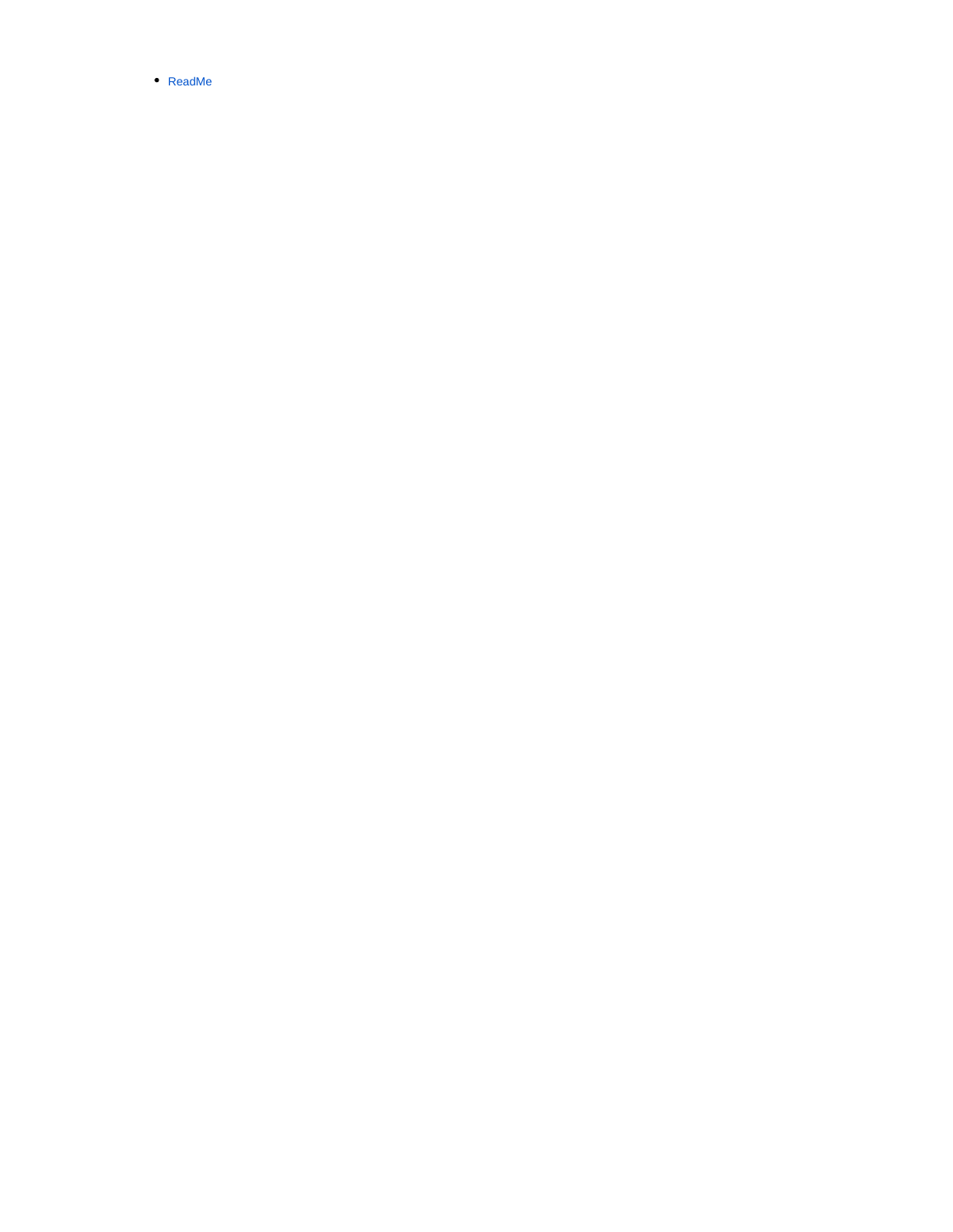- ReadMe